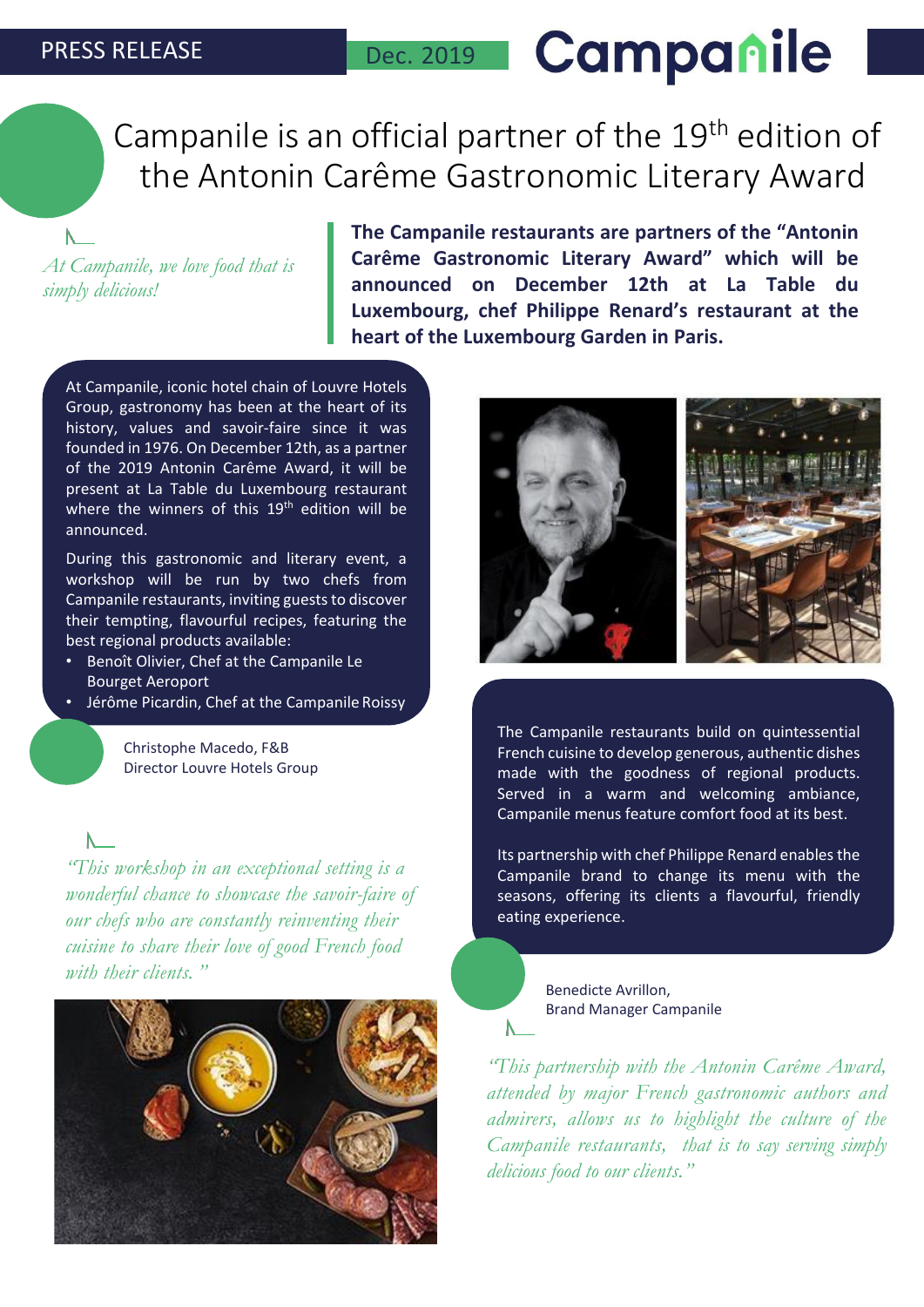PRESS RELEASE

Dec. 2019

# Campanile is an official partner of the 19th edition of the Antonin Carême Gastronomic Literary Award

*At Campanile, we love food that is simply delicious!*

**The Campanile restaurants are partners of the "Antonin Carême Gastronomic Literary Award" which will be announced on December 12th at La Table du Luxembourg, chef Philippe Renard's restaurant at the heart of the Luxembourg Garden in Paris.**

At Campanile, iconic hotel chain of Louvre Hotels Group, gastronomy has been at the heart of its history, values and savoir-faire since it was founded in 1976. On December 12th, as a partner of the 2019 Antonin Carême Award, it will be present at La Table du Luxembourg restaurant where the winners of this 19th edition will be announced.

During this gastronomic and literary event, a workshop will be run by two chefs from Campanile restaurants, inviting guests to discover their tempting, flavourful recipes, featuring the best regional products available:

- Benoît Olivier, Chef at the Campanile Le Bourget Aeroport
- Jérôme Picardin, Chef at the Campanile Roissy

Christophe Macedo, F&B Director Louvre Hotels Group

*"This workshop in an exceptional setting is a wonderful chance to showcase the savoir-faire of our chefs who are constantly reinventing their cuisine to share their love of good French food with their clients."*

The Campanile restaurants build on quintessential French cuisine to develop generous, authentic dishes made with the goodness of regional products. Served in a warm and welcoming ambiance, Campanile menus feature comfort food at its best.

Its partnership with chef Philippe Renard enables the Campanile brand to change its menu with the seasons, offering its clients a flavourful, friendly eating experience.

Benedicte Avrillon, Brand Manager Campanile

*"This partnership with the Antonin Carême Award, attended by major French gastronomic authors and admirers, allows us to highlight the culture of the Campanile restaurants, that is to say serving simply delicious food to our clients."*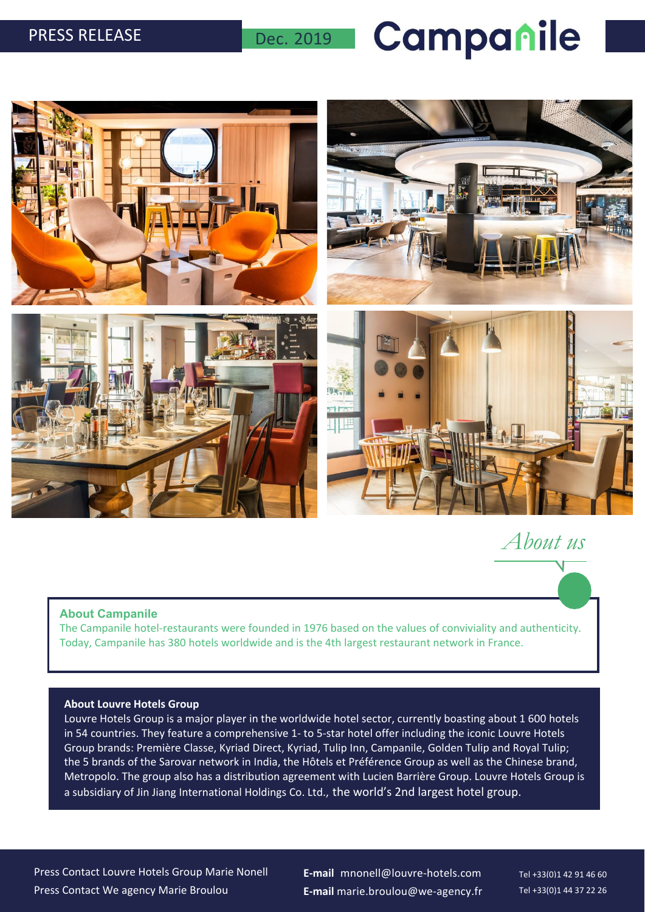PRESS RELEASE

Dec. 2019

Campanile

*About us*

**About Campanile**

The Campanile hotel-restaurants were founded in 1976 based on the values of conviviality and authenticity. Today, Campanile has 380 hotels worldwide and is the 4th largest restaurant network in France.

**About Louvre Hotels Group**

Louvre Hotels Group is a major player in the worldwide hotel sector, currently boasting about 1 600 hotels in 54 countries. They feature a comprehensive 1- to 5-star hotel offer including the iconic Louvre Hotels Group brands: Première Classe, Kyriad Direct, Kyriad, Tulip Inn, Campanile, Golden Tulip and Royal Tulip; the 5 brands of the Sarovar network in India, the Hôtels et Préférence Group as well as the Chinese brand, Metropolo. The group also has a distribution agreement with Lucien Barrière Group. Louvre Hotels Group is a subsidiary of Jin Jiang International Holdings Co. Ltd., the world's 2nd largest hotel group.

Press Contact Louvre Hotels Group Marie Nonell **E-mail** mnonell@louvre-hotels.com Tel +33(0)1 42 91 46 60

Press Contact We agency Marie Broulou **E-mail** marie.broulou@we-agency.fr Tel +33(0)1 44 37 22 26